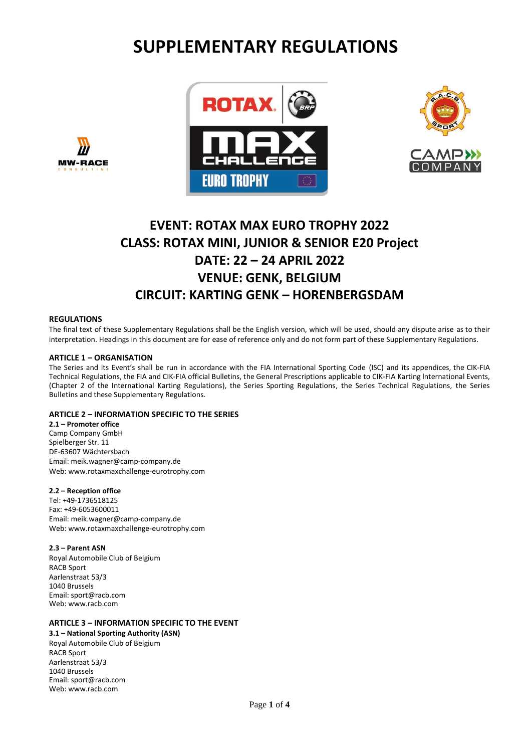# SUPPLEMENTARY REGULATIONS

## EVENT: ROTAX MAX EURO TROPHY 2022
## CLASS: ROTAX MINI, JUNIOR & SENIOR E20 Project
## DATE: 22 – 24 APRIL 2022
## VENUE: GENK, BELGIUM
## CIRCUIT: KARTING GENK – HORENBERGSDAM

### REGULATIONS

The final text of these Supplementary Regulations shall be the English version, which will be used, should any dispute arise as to their interpretation. Headings in this document are for ease of reference only and do not form part of these Supplementary Regulations.

### ARTICLE 1 – ORGANISATION

The Series and its Event's shall be run in accordance with the FIA International Sporting Code (ISC) and its appendices, the CIK-FIA Technical Regulations, the FIA and CIK-FIA official Bulletins, the General Prescriptions applicable to CIK-FIA Karting International Events, (Chapter 2 of the International Karting Regulations), the Series Sporting Regulations, the Series Technical Regulations, the Series Bulletins and these Supplementary Regulations.

### ARTICLE 2 – INFORMATION SPECIFIC TO THE SERIES

**2.1 – Promoter office**
Camp Company GmbH
Spielberger Str. 11
DE-63607 Wächtersbach
Email: meik.wagner@camp-company.de
Web: www.rotaxmaxchallenge-eurotrophy.com

**2.2 – Reception office**
Tel: +49-1736518125
Fax: +49-6053600011
Email: meik.wagner@camp-company.de
Web: www.rotaxmaxchallenge-eurotrophy.com

**2.3 – Parent ASN**
Royal Automobile Club of Belgium
RACB Sport
Aarlenstraat 53/3
1040 Brussels
Email: sport@racb.com
Web: www.racb.com

### ARTICLE 3 – INFORMATION SPECIFIC TO THE EVENT

**3.1 – National Sporting Authority (ASN)**
Royal Automobile Club of Belgium
RACB Sport
Aarlenstraat 53/3
1040 Brussels
Email: sport@racb.com
Web: www.racb.com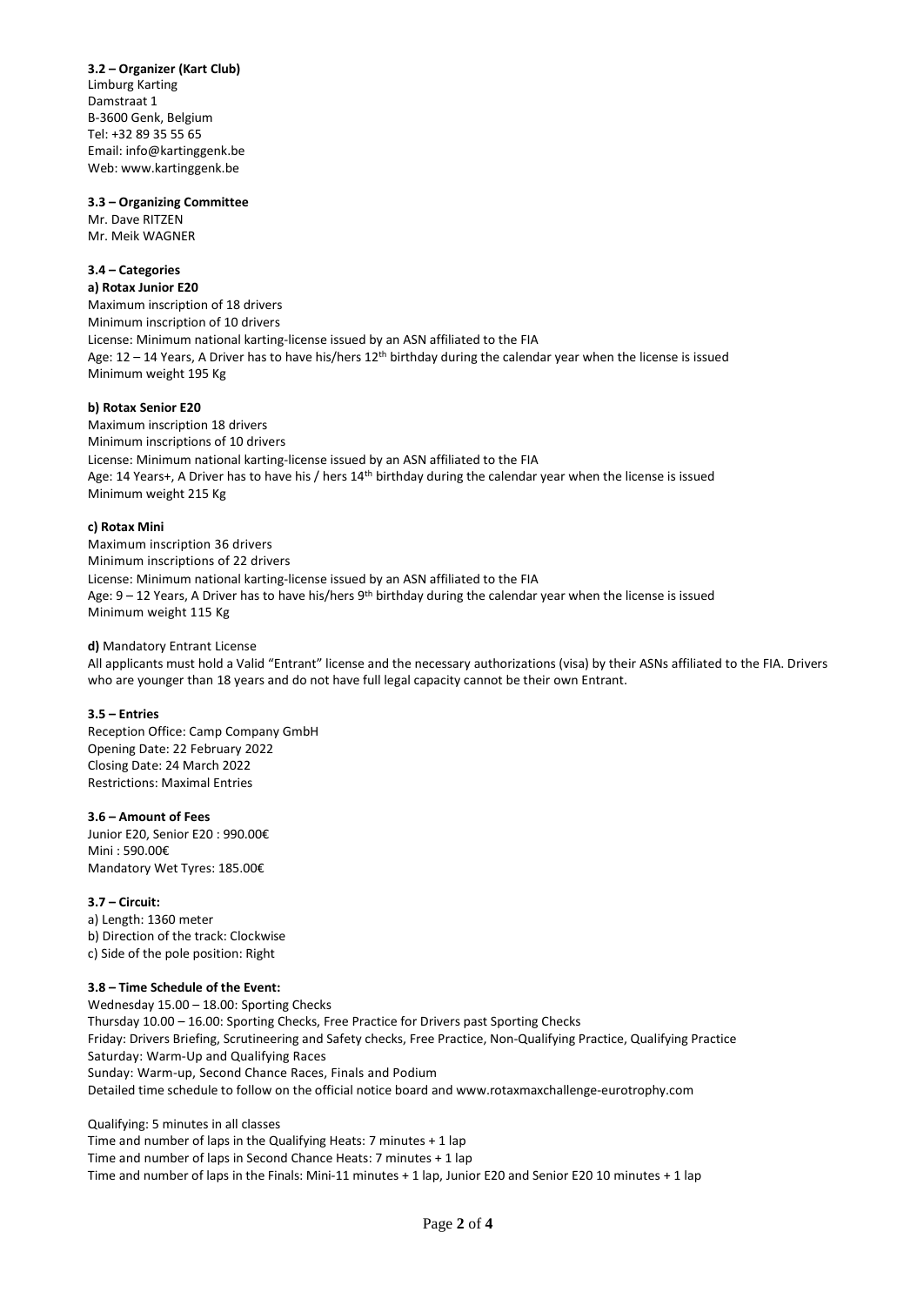**3.2 – Organizer (Kart Club)**
Limburg Karting
Damstraat 1
B-3600 Genk, Belgium
Tel: +32 89 35 55 65
Email: info@kartinggenk.be
Web: www.kartinggenk.be

**3.3 – Organizing Committee**
Mr. Dave RITZEN
Mr. Meik WAGNER

**3.4 – Categories**

**a) Rotax Junior E20**
Maximum inscription of 18 drivers
Minimum inscription of 10 drivers
License: Minimum national karting-license issued by an ASN affiliated to the FIA
Age: 12 – 14 Years, A Driver has to have his/hers 12th birthday during the calendar year when the license is issued
Minimum weight 195 Kg

**b) Rotax Senior E20**
Maximum inscription 18 drivers
Minimum inscriptions of 10 drivers
License: Minimum national karting-license issued by an ASN affiliated to the FIA
Age: 14 Years+, A Driver has to have his / hers 14th birthday during the calendar year when the license is issued
Minimum weight 215 Kg

**c) Rotax Mini**
Maximum inscription 36 drivers
Minimum inscriptions of 22 drivers
License: Minimum national karting-license issued by an ASN affiliated to the FIA
Age: 9 – 12 Years, A Driver has to have his/hers 9th birthday during the calendar year when the license is issued
Minimum weight 115 Kg

**d)** Mandatory Entrant License
All applicants must hold a Valid "Entrant" license and the necessary authorizations (visa) by their ASNs affiliated to the FIA. Drivers who are younger than 18 years and do not have full legal capacity cannot be their own Entrant.

**3.5 – Entries**
Reception Office: Camp Company GmbH
Opening Date: 22 February 2022
Closing Date: 24 March 2022
Restrictions: Maximal Entries

**3.6 – Amount of Fees**
Junior E20, Senior E20 : 990.00€
Mini : 590.00€
Mandatory Wet Tyres: 185.00€

**3.7 – Circuit:**
a) Length: 1360 meter
b) Direction of the track: Clockwise
c) Side of the pole position: Right

**3.8 – Time Schedule of the Event:**
Wednesday 15.00 – 18.00: Sporting Checks
Thursday 10.00 – 16.00: Sporting Checks, Free Practice for Drivers past Sporting Checks
Friday: Drivers Briefing, Scrutineering and Safety checks, Free Practice, Non-Qualifying Practice, Qualifying Practice
Saturday: Warm-Up and Qualifying Races
Sunday: Warm-up, Second Chance Races, Finals and Podium
Detailed time schedule to follow on the official notice board and www.rotaxmaxchallenge-eurotrophy.com

Qualifying: 5 minutes in all classes
Time and number of laps in the Qualifying Heats: 7 minutes + 1 lap
Time and number of laps in Second Chance Heats: 7 minutes + 1 lap
Time and number of laps in the Finals: Mini-11 minutes + 1 lap, Junior E20 and Senior E20 10 minutes + 1 lap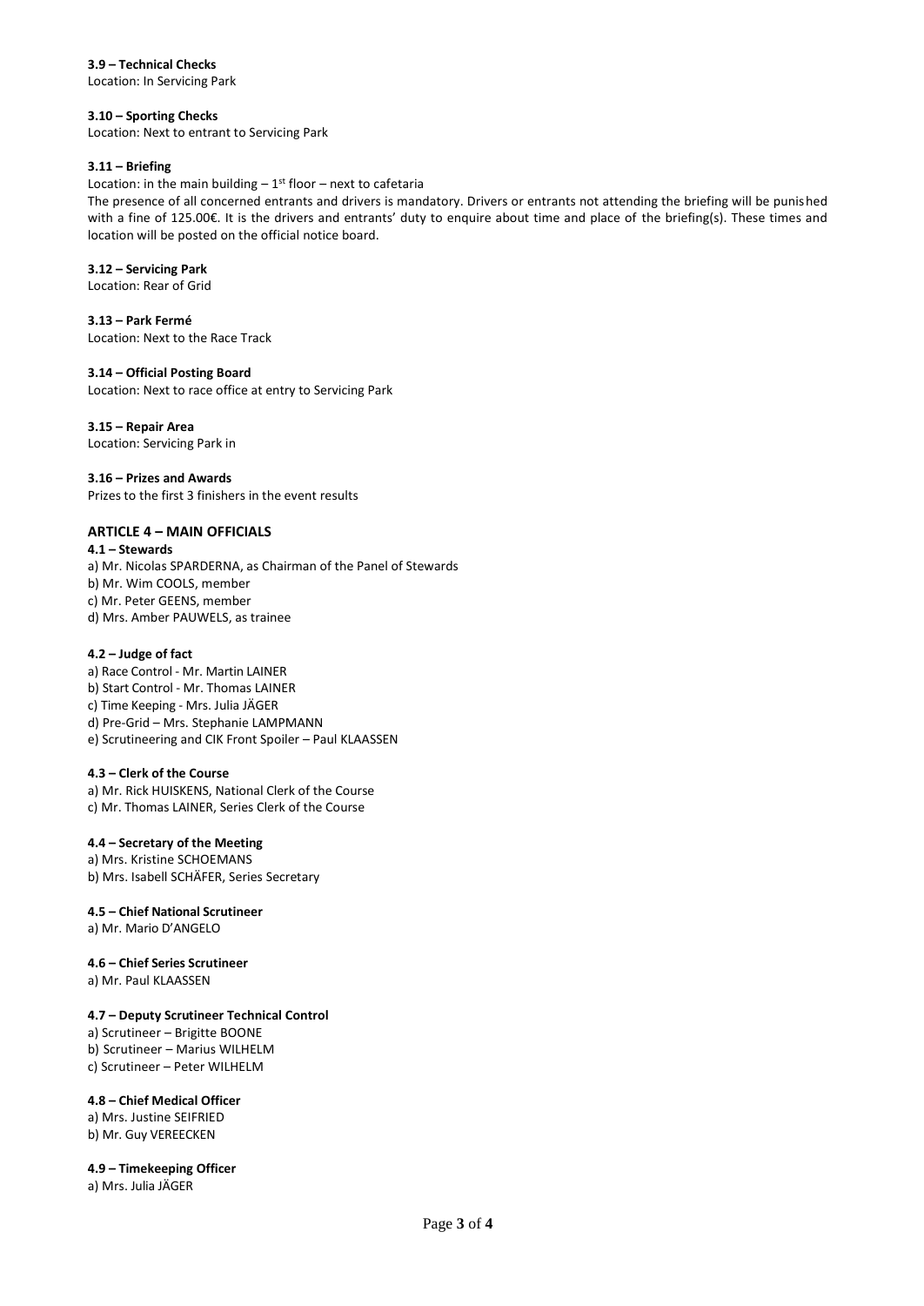**3.9 – Technical Checks**
Location: In Servicing Park

**3.10 – Sporting Checks**
Location: Next to entrant to Servicing Park

**3.11 – Briefing**
Location: in the main building – 1st floor – next to cafetaria
The presence of all concerned entrants and drivers is mandatory. Drivers or entrants not attending the briefing will be punished with a fine of 125.00€. It is the drivers and entrants' duty to enquire about time and place of the briefing(s). These times and location will be posted on the official notice board.

**3.12 – Servicing Park**
Location: Rear of Grid

**3.13 – Park Fermé**
Location: Next to the Race Track

**3.14 – Official Posting Board**
Location: Next to race office at entry to Servicing Park

**3.15 – Repair Area**
Location: Servicing Park in

**3.16 – Prizes and Awards**
Prizes to the first 3 finishers in the event results

## ARTICLE 4 – MAIN OFFICIALS

**4.1 – Stewards**
a) Mr. Nicolas SPARDERNA, as Chairman of the Panel of Stewards
b) Mr. Wim COOLS, member
c) Mr. Peter GEENS, member
d) Mrs. Amber PAUWELS, as trainee

**4.2 – Judge of fact**
a) Race Control - Mr. Martin LAINER
b) Start Control - Mr. Thomas LAINER
c) Time Keeping - Mrs. Julia JÄGER
d) Pre-Grid – Mrs. Stephanie LAMPMANN
e) Scrutineering and CIK Front Spoiler – Paul KLAASSEN

**4.3 – Clerk of the Course**
a) Mr. Rick HUISKENS, National Clerk of the Course
c) Mr. Thomas LAINER, Series Clerk of the Course

**4.4 – Secretary of the Meeting**
a) Mrs. Kristine SCHOEMANS
b) Mrs. Isabell SCHÄFER, Series Secretary

**4.5 – Chief National Scrutineer**
a) Mr. Mario D'ANGELO

**4.6 – Chief Series Scrutineer**
a) Mr. Paul KLAASSEN

**4.7 – Deputy Scrutineer Technical Control**
a) Scrutineer – Brigitte BOONE
b) Scrutineer – Marius WILHELM
c) Scrutineer – Peter WILHELM

**4.8 – Chief Medical Officer**
a) Mrs. Justine SEIFRIED
b) Mr. Guy VEREECKEN

**4.9 – Timekeeping Officer**
a) Mrs. Julia JÄGER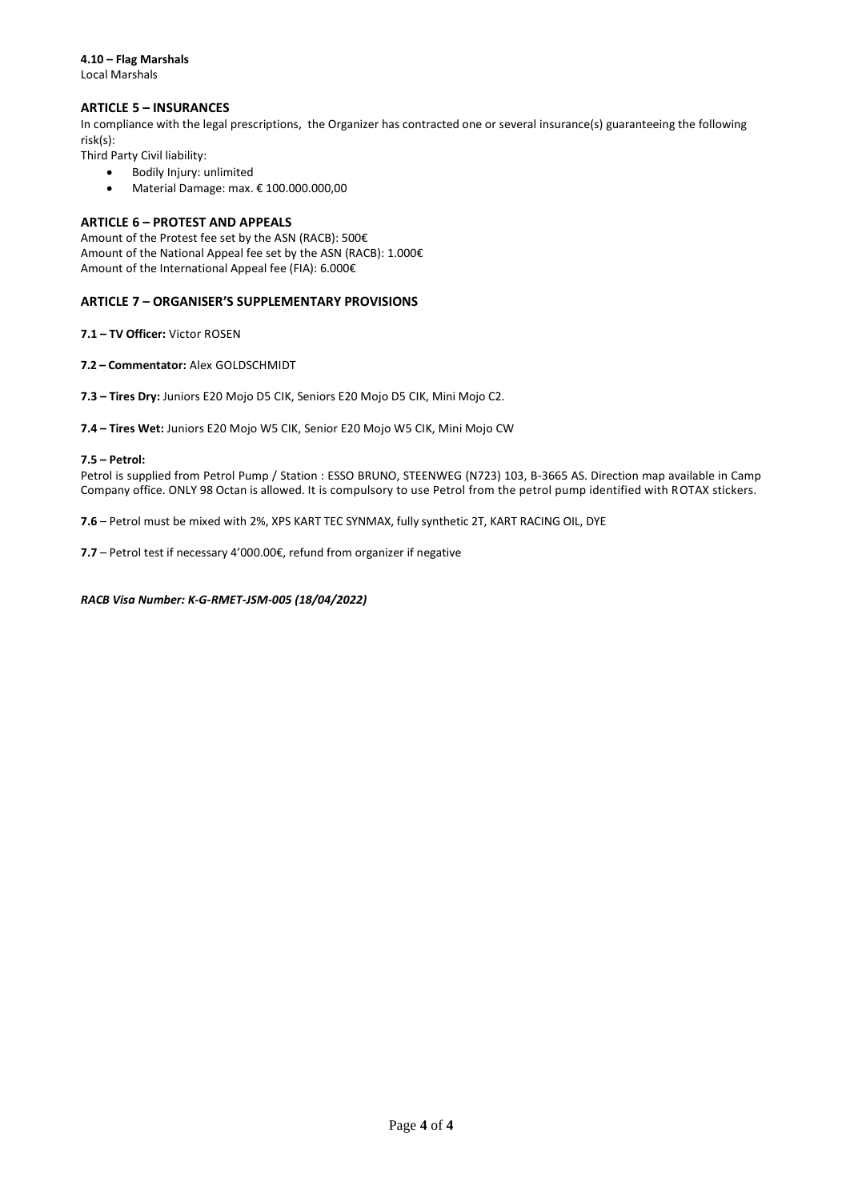**4.10 – Flag Marshals**
Local Marshals

## ARTICLE 5 – INSURANCES

In compliance with the legal prescriptions, the Organizer has contracted one or several insurance(s) guaranteeing the following risk(s):

Third Party Civil liability:

- Bodily Injury: unlimited
- Material Damage: max. € 100.000.000,00

## ARTICLE 6 – PROTEST AND APPEALS

Amount of the Protest fee set by the ASN (RACB): 500€
Amount of the National Appeal fee set by the ASN (RACB): 1.000€
Amount of the International Appeal fee (FIA): 6.000€

## ARTICLE 7 – ORGANISER'S SUPPLEMENTARY PROVISIONS

**7.1 – TV Officer:** Victor ROSEN

**7.2 – Commentator:** Alex GOLDSCHMIDT

**7.3 – Tires Dry:** Juniors E20 Mojo D5 CIK, Seniors E20 Mojo D5 CIK, Mini Mojo C2.

**7.4 – Tires Wet:** Juniors E20 Mojo W5 CIK, Senior E20 Mojo W5 CIK, Mini Mojo CW

**7.5 – Petrol:**
Petrol is supplied from Petrol Pump / Station : ESSO BRUNO, STEENWEG (N723) 103, B-3665 AS. Direction map available in Camp Company office. ONLY 98 Octan is allowed. It is compulsory to use Petrol from the petrol pump identified with ROTAX stickers.

**7.6** – Petrol must be mixed with 2%, XPS KART TEC SYNMAX, fully synthetic 2T, KART RACING OIL, DYE

**7.7** – Petrol test if necessary 4'000.00€, refund from organizer if negative

***RACB Visa Number: K-G-RMET-JSM-005 (18/04/2022)***